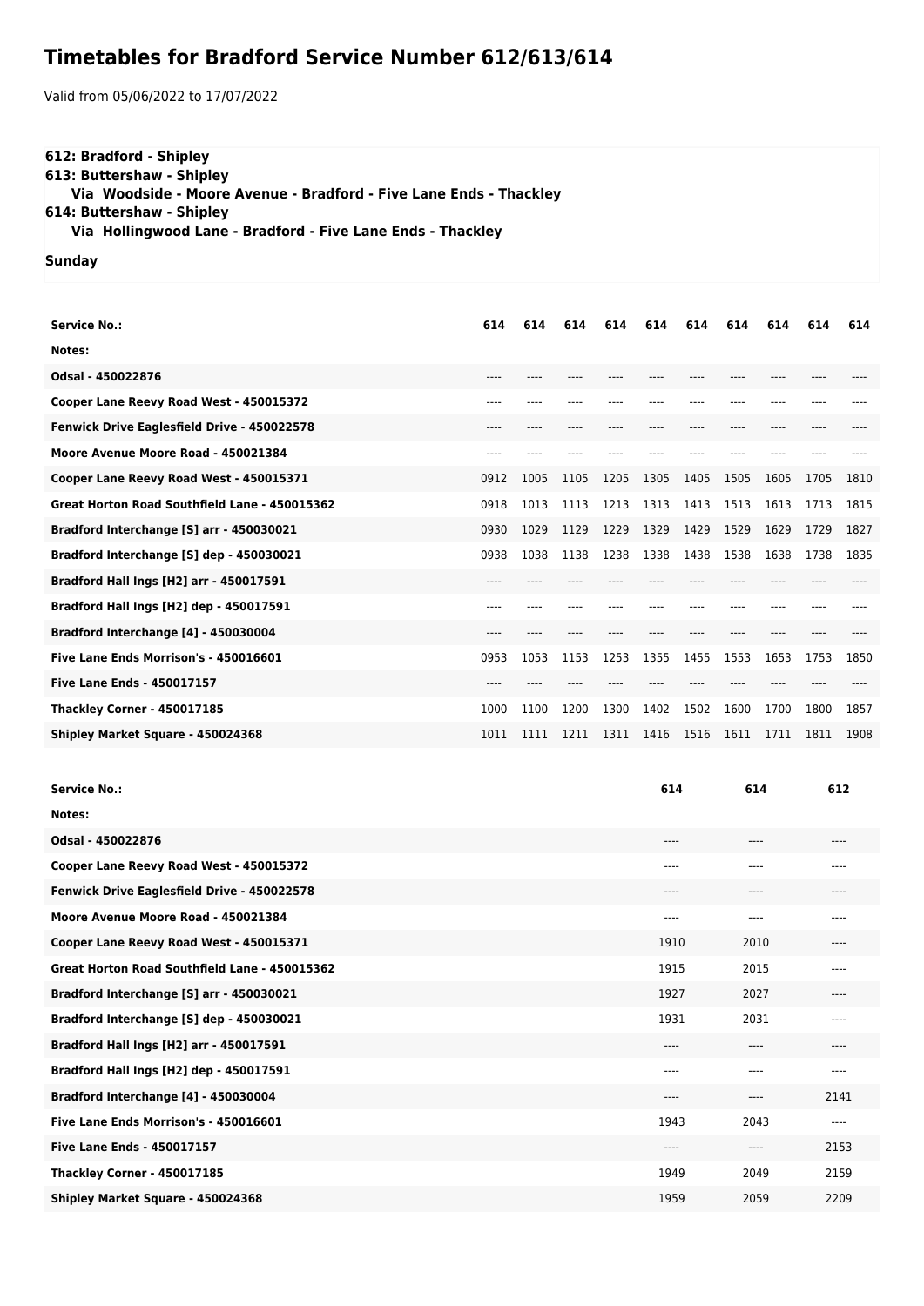# Timetables for Bradford Service Number 612/613/614

Valid from 05/06/2022 to 17/07/2022

**612: Bradford - Shipley**
**613: Buttershaw - Shipley**
**Via Woodside - Moore Avenue - Bradford - Five Lane Ends - Thackley**
**614: Buttershaw - Shipley**
**Via Hollingwood Lane - Bradford - Five Lane Ends - Thackley**

**Sunday**

| Service No.: | 614 | 614 | 614 | 614 | 614 | 614 | 614 | 614 | 614 | 614 |
|---|---|---|---|---|---|---|---|---|---|---|
| Notes: | | | | | | | | | | |
| Odsal - 450022876 | ---- | ---- | ---- | ---- | ---- | ---- | ---- | ---- | ---- | ---- |
| Cooper Lane Reevy Road West - 450015372 | ---- | ---- | ---- | ---- | ---- | ---- | ---- | ---- | ---- | ---- |
| Fenwick Drive Eaglesfield Drive - 450022578 | ---- | ---- | ---- | ---- | ---- | ---- | ---- | ---- | ---- | ---- |
| Moore Avenue Moore Road - 450021384 | ---- | ---- | ---- | ---- | ---- | ---- | ---- | ---- | ---- | ---- |
| Cooper Lane Reevy Road West - 450015371 | 0912 | 1005 | 1105 | 1205 | 1305 | 1405 | 1505 | 1605 | 1705 | 1810 |
| Great Horton Road Southfield Lane - 450015362 | 0918 | 1013 | 1113 | 1213 | 1313 | 1413 | 1513 | 1613 | 1713 | 1815 |
| Bradford Interchange [S] arr - 450030021 | 0930 | 1029 | 1129 | 1229 | 1329 | 1429 | 1529 | 1629 | 1729 | 1827 |
| Bradford Interchange [S] dep - 450030021 | 0938 | 1038 | 1138 | 1238 | 1338 | 1438 | 1538 | 1638 | 1738 | 1835 |
| Bradford Hall Ings [H2] arr - 450017591 | ---- | ---- | ---- | ---- | ---- | ---- | ---- | ---- | ---- | ---- |
| Bradford Hall Ings [H2] dep - 450017591 | ---- | ---- | ---- | ---- | ---- | ---- | ---- | ---- | ---- | ---- |
| Bradford Interchange [4] - 450030004 | ---- | ---- | ---- | ---- | ---- | ---- | ---- | ---- | ---- | ---- |
| Five Lane Ends Morrison's - 450016601 | 0953 | 1053 | 1153 | 1253 | 1355 | 1455 | 1553 | 1653 | 1753 | 1850 |
| Five Lane Ends - 450017157 | ---- | ---- | ---- | ---- | ---- | ---- | ---- | ---- | ---- | ---- |
| Thackley Corner - 450017185 | 1000 | 1100 | 1200 | 1300 | 1402 | 1502 | 1600 | 1700 | 1800 | 1857 |
| Shipley Market Square - 450024368 | 1011 | 1111 | 1211 | 1311 | 1416 | 1516 | 1611 | 1711 | 1811 | 1908 |

| Service No.: | 614 | 614 | 612 |
|---|---|---|---|
| Notes: | | | |
| Odsal - 450022876 | ---- | ---- | ---- |
| Cooper Lane Reevy Road West - 450015372 | ---- | ---- | ---- |
| Fenwick Drive Eaglesfield Drive - 450022578 | ---- | ---- | ---- |
| Moore Avenue Moore Road - 450021384 | ---- | ---- | ---- |
| Cooper Lane Reevy Road West - 450015371 | 1910 | 2010 | ---- |
| Great Horton Road Southfield Lane - 450015362 | 1915 | 2015 | ---- |
| Bradford Interchange [S] arr - 450030021 | 1927 | 2027 | ---- |
| Bradford Interchange [S] dep - 450030021 | 1931 | 2031 | ---- |
| Bradford Hall Ings [H2] arr - 450017591 | ---- | ---- | ---- |
| Bradford Hall Ings [H2] dep - 450017591 | ---- | ---- | ---- |
| Bradford Interchange [4] - 450030004 | ---- | ---- | 2141 |
| Five Lane Ends Morrison's - 450016601 | 1943 | 2043 | ---- |
| Five Lane Ends - 450017157 | ---- | ---- | 2153 |
| Thackley Corner - 450017185 | 1949 | 2049 | 2159 |
| Shipley Market Square - 450024368 | 1959 | 2059 | 2209 |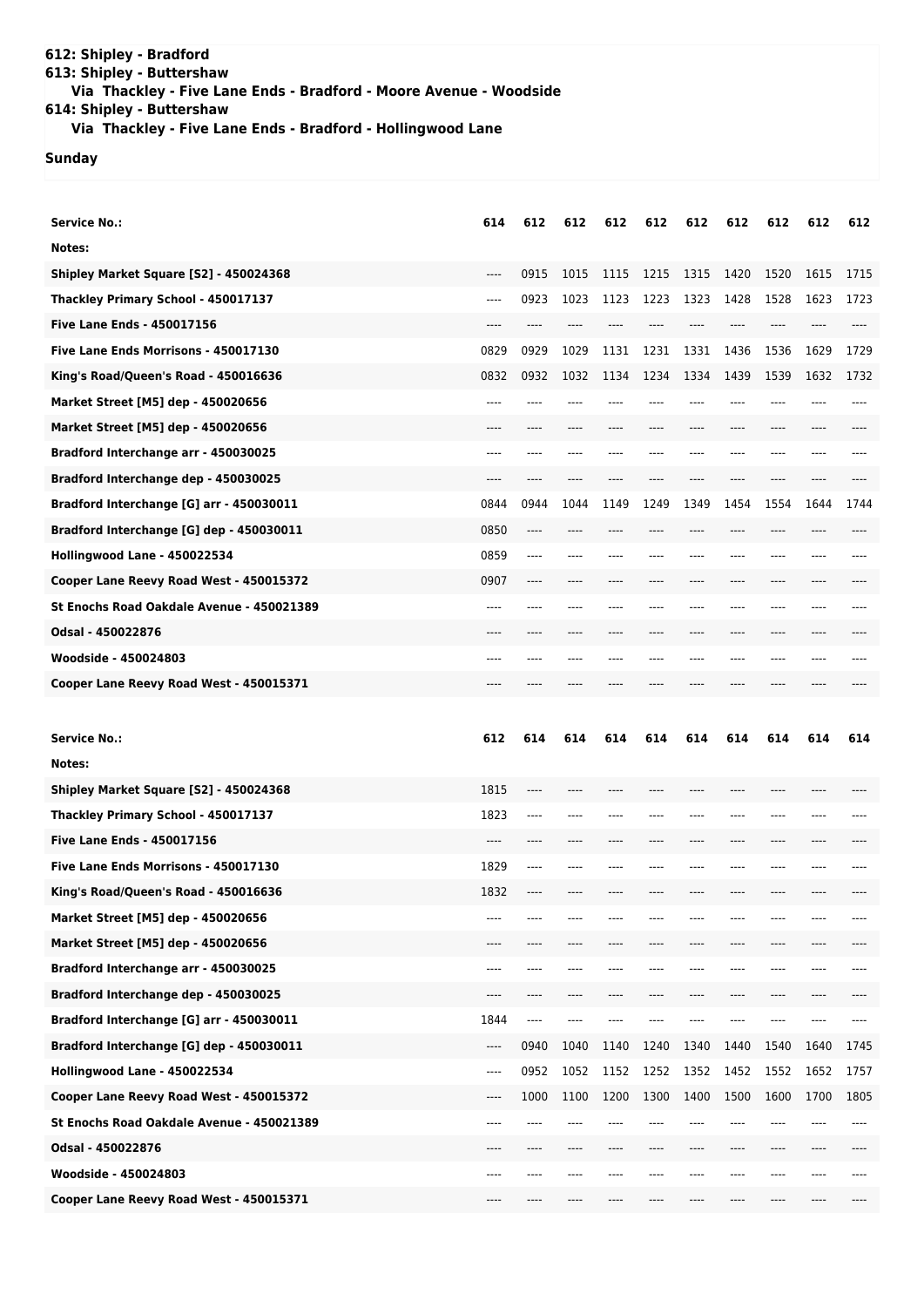**612: Shipley - Bradford**
**613: Shipley - Buttershaw**
**Via Thackley - Five Lane Ends - Bradford - Moore Avenue - Woodside**
**614: Shipley - Buttershaw**
**Via Thackley - Five Lane Ends - Bradford - Hollingwood Lane**

**Sunday**

| Service No.: | 614 | 612 | 612 | 612 | 612 | 612 | 612 | 612 | 612 | 612 |
|---|---|---|---|---|---|---|---|---|---|---|
| Notes: | | | | | | | | | | |
| Shipley Market Square [S2] - 450024368 | ---- | 0915 | 1015 | 1115 | 1215 | 1315 | 1420 | 1520 | 1615 | 1715 |
| Thackley Primary School - 450017137 | ---- | 0923 | 1023 | 1123 | 1223 | 1323 | 1428 | 1528 | 1623 | 1723 |
| Five Lane Ends - 450017156 | ---- | ---- | ---- | ---- | ---- | ---- | ---- | ---- | ---- | ---- |
| Five Lane Ends Morrisons - 450017130 | 0829 | 0929 | 1029 | 1131 | 1231 | 1331 | 1436 | 1536 | 1629 | 1729 |
| King's Road/Queen's Road - 450016636 | 0832 | 0932 | 1032 | 1134 | 1234 | 1334 | 1439 | 1539 | 1632 | 1732 |
| Market Street [M5] dep - 450020656 | ---- | ---- | ---- | ---- | ---- | ---- | ---- | ---- | ---- | ---- |
| Market Street [M5] dep - 450020656 | ---- | ---- | ---- | ---- | ---- | ---- | ---- | ---- | ---- | ---- |
| Bradford Interchange arr - 450030025 | ---- | ---- | ---- | ---- | ---- | ---- | ---- | ---- | ---- | ---- |
| Bradford Interchange dep - 450030025 | ---- | ---- | ---- | ---- | ---- | ---- | ---- | ---- | ---- | ---- |
| Bradford Interchange [G] arr - 450030011 | 0844 | 0944 | 1044 | 1149 | 1249 | 1349 | 1454 | 1554 | 1644 | 1744 |
| Bradford Interchange [G] dep - 450030011 | 0850 | ---- | ---- | ---- | ---- | ---- | ---- | ---- | ---- | ---- |
| Hollingwood Lane - 450022534 | 0859 | ---- | ---- | ---- | ---- | ---- | ---- | ---- | ---- | ---- |
| Cooper Lane Reevy Road West - 450015372 | 0907 | ---- | ---- | ---- | ---- | ---- | ---- | ---- | ---- | ---- |
| St Enochs Road Oakdale Avenue - 450021389 | ---- | ---- | ---- | ---- | ---- | ---- | ---- | ---- | ---- | ---- |
| Odsal - 450022876 | ---- | ---- | ---- | ---- | ---- | ---- | ---- | ---- | ---- | ---- |
| Woodside - 450024803 | ---- | ---- | ---- | ---- | ---- | ---- | ---- | ---- | ---- | ---- |
| Cooper Lane Reevy Road West - 450015371 | ---- | ---- | ---- | ---- | ---- | ---- | ---- | ---- | ---- | ---- |

| Service No.: | 612 | 614 | 614 | 614 | 614 | 614 | 614 | 614 | 614 | 614 |
|---|---|---|---|---|---|---|---|---|---|---|
| Notes: | | | | | | | | | | |
| Shipley Market Square [S2] - 450024368 | 1815 | ---- | ---- | ---- | ---- | ---- | ---- | ---- | ---- | ---- |
| Thackley Primary School - 450017137 | 1823 | ---- | ---- | ---- | ---- | ---- | ---- | ---- | ---- | ---- |
| Five Lane Ends - 450017156 | ---- | ---- | ---- | ---- | ---- | ---- | ---- | ---- | ---- | ---- |
| Five Lane Ends Morrisons - 450017130 | 1829 | ---- | ---- | ---- | ---- | ---- | ---- | ---- | ---- | ---- |
| King's Road/Queen's Road - 450016636 | 1832 | ---- | ---- | ---- | ---- | ---- | ---- | ---- | ---- | ---- |
| Market Street [M5] dep - 450020656 | ---- | ---- | ---- | ---- | ---- | ---- | ---- | ---- | ---- | ---- |
| Market Street [M5] dep - 450020656 | ---- | ---- | ---- | ---- | ---- | ---- | ---- | ---- | ---- | ---- |
| Bradford Interchange arr - 450030025 | ---- | ---- | ---- | ---- | ---- | ---- | ---- | ---- | ---- | ---- |
| Bradford Interchange dep - 450030025 | ---- | ---- | ---- | ---- | ---- | ---- | ---- | ---- | ---- | ---- |
| Bradford Interchange [G] arr - 450030011 | 1844 | ---- | ---- | ---- | ---- | ---- | ---- | ---- | ---- | ---- |
| Bradford Interchange [G] dep - 450030011 | ---- | 0940 | 1040 | 1140 | 1240 | 1340 | 1440 | 1540 | 1640 | 1745 |
| Hollingwood Lane - 450022534 | ---- | 0952 | 1052 | 1152 | 1252 | 1352 | 1452 | 1552 | 1652 | 1757 |
| Cooper Lane Reevy Road West - 450015372 | ---- | 1000 | 1100 | 1200 | 1300 | 1400 | 1500 | 1600 | 1700 | 1805 |
| St Enochs Road Oakdale Avenue - 450021389 | ---- | ---- | ---- | ---- | ---- | ---- | ---- | ---- | ---- | ---- |
| Odsal - 450022876 | ---- | ---- | ---- | ---- | ---- | ---- | ---- | ---- | ---- | ---- |
| Woodside - 450024803 | ---- | ---- | ---- | ---- | ---- | ---- | ---- | ---- | ---- | ---- |
| Cooper Lane Reevy Road West - 450015371 | ---- | ---- | ---- | ---- | ---- | ---- | ---- | ---- | ---- | ---- |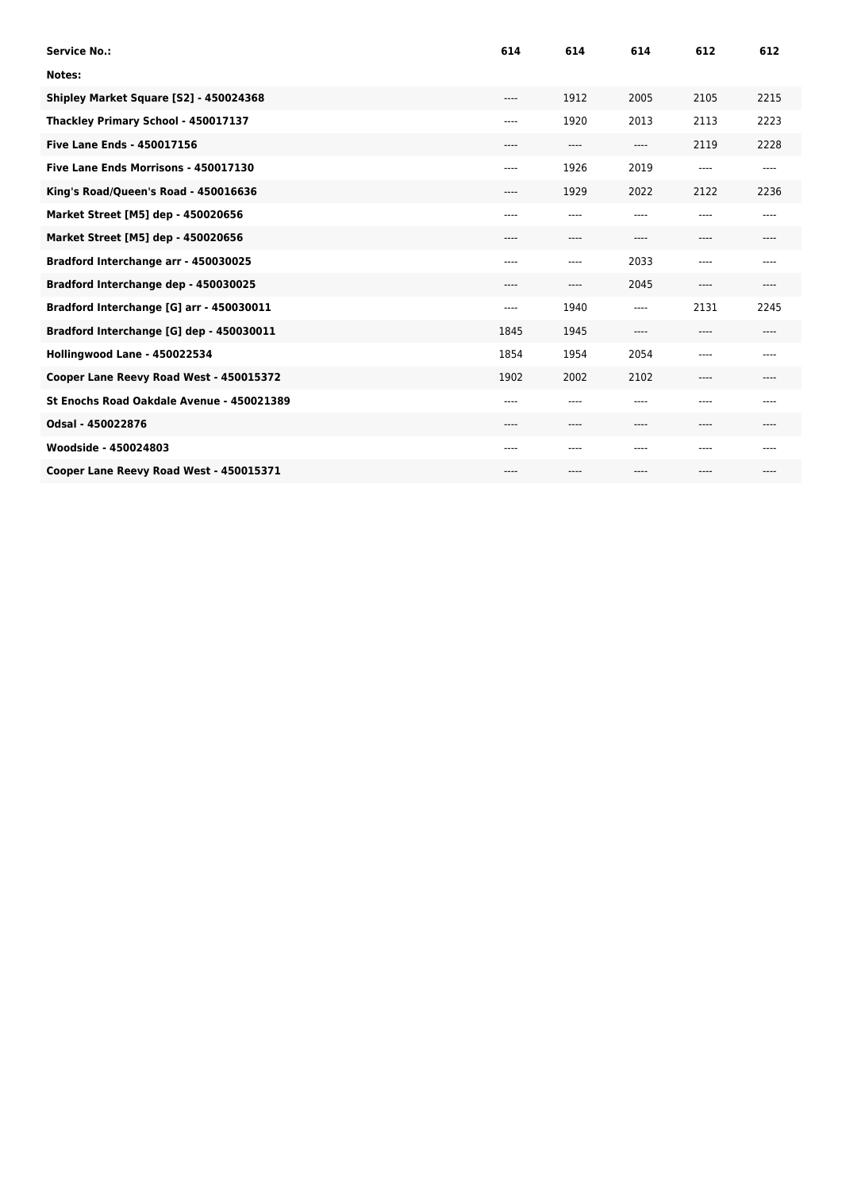| Service No.: | 614 | 614 | 614 | 612 | 612 |
| --- | --- | --- | --- | --- | --- |
| Notes: | | | | | |
| Shipley Market Square [S2] - 450024368 | ---- | 1912 | 2005 | 2105 | 2215 |
| Thackley Primary School - 450017137 | ---- | 1920 | 2013 | 2113 | 2223 |
| Five Lane Ends - 450017156 | ---- | ---- | ---- | 2119 | 2228 |
| Five Lane Ends Morrisons - 450017130 | ---- | 1926 | 2019 | ---- | ---- |
| King's Road/Queen's Road - 450016636 | ---- | 1929 | 2022 | 2122 | 2236 |
| Market Street [M5] dep - 450020656 | ---- | ---- | ---- | ---- | ---- |
| Market Street [M5] dep - 450020656 | ---- | ---- | ---- | ---- | ---- |
| Bradford Interchange arr - 450030025 | ---- | ---- | 2033 | ---- | ---- |
| Bradford Interchange dep - 450030025 | ---- | ---- | 2045 | ---- | ---- |
| Bradford Interchange [G] arr - 450030011 | ---- | 1940 | ---- | 2131 | 2245 |
| Bradford Interchange [G] dep - 450030011 | 1845 | 1945 | ---- | ---- | ---- |
| Hollingwood Lane - 450022534 | 1854 | 1954 | 2054 | ---- | ---- |
| Cooper Lane Reevy Road West - 450015372 | 1902 | 2002 | 2102 | ---- | ---- |
| St Enochs Road Oakdale Avenue - 450021389 | ---- | ---- | ---- | ---- | ---- |
| Odsal - 450022876 | ---- | ---- | ---- | ---- | ---- |
| Woodside - 450024803 | ---- | ---- | ---- | ---- | ---- |
| Cooper Lane Reevy Road West - 450015371 | ---- | ---- | ---- | ---- | ---- |